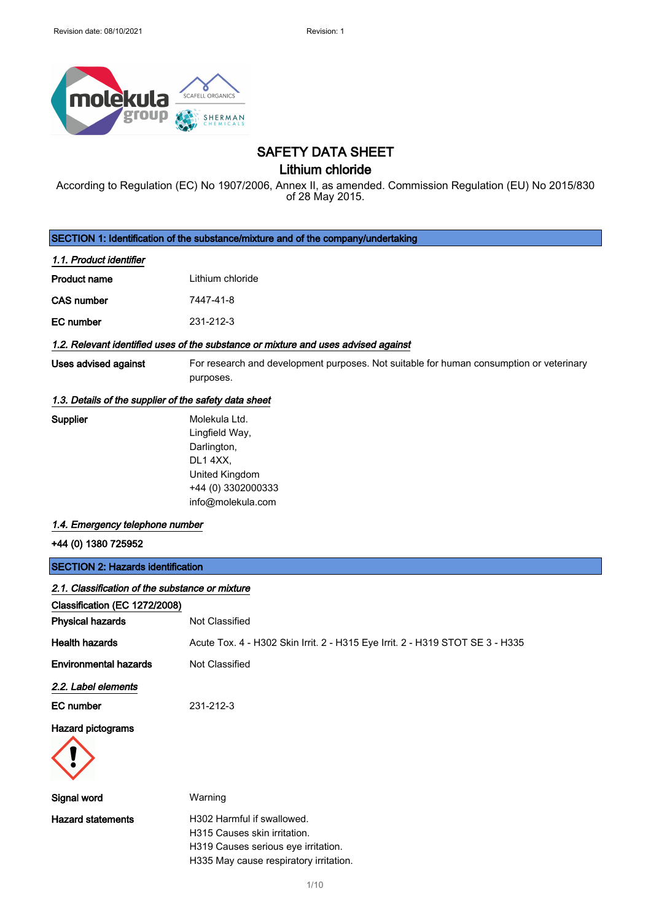# SAFETY DATA SHEET

## Lithium chloride

According to Regulation (EC) No 1907/2006, Annex II, as amended. Commission Regulation (EU) No 2015/830 of 28 May 2015.

## SECTION 1: Identification of the substance/mixture and of the company/undertaking

### *1.1. Product identifier*

| | |
|---|---|
| **Product name** | Lithium chloride |
| **CAS number** | 7447-41-8 |
| **EC number** | 231-212-3 |

### *1.2. Relevant identified uses of the substance or mixture and uses advised against*

| | |
|---|---|
| **Uses advised against** | For research and development purposes. Not suitable for human consumption or veterinary purposes. |

### *1.3. Details of the supplier of the safety data sheet*

**Supplier**

Molekula Ltd.
Lingfield Way,
Darlington,
DL1 4XX,
United Kingdom
+44 (0) 3302000333
info@molekula.com

### *1.4. Emergency telephone number*

**+44 (0) 1380 725952**

## SECTION 2: Hazards identification

### *2.1. Classification of the substance or mixture*

**Classification (EC 1272/2008)**

| | |
|---|---|
| **Physical hazards** | Not Classified |
| **Health hazards** | Acute Tox. 4 - H302 Skin Irrit. 2 - H315 Eye Irrit. 2 - H319 STOT SE 3 - H335 |
| **Environmental hazards** | Not Classified |

### *2.2. Label elements*

| | |
|---|---|
| **EC number** | 231-212-3 |

**Hazard pictograms**

| | |
|---|---|
| **Signal word** | Warning |
| **Hazard statements** | H302 Harmful if swallowed.<br>H315 Causes skin irritation.<br>H319 Causes serious eye irritation.<br>H335 May cause respiratory irritation. |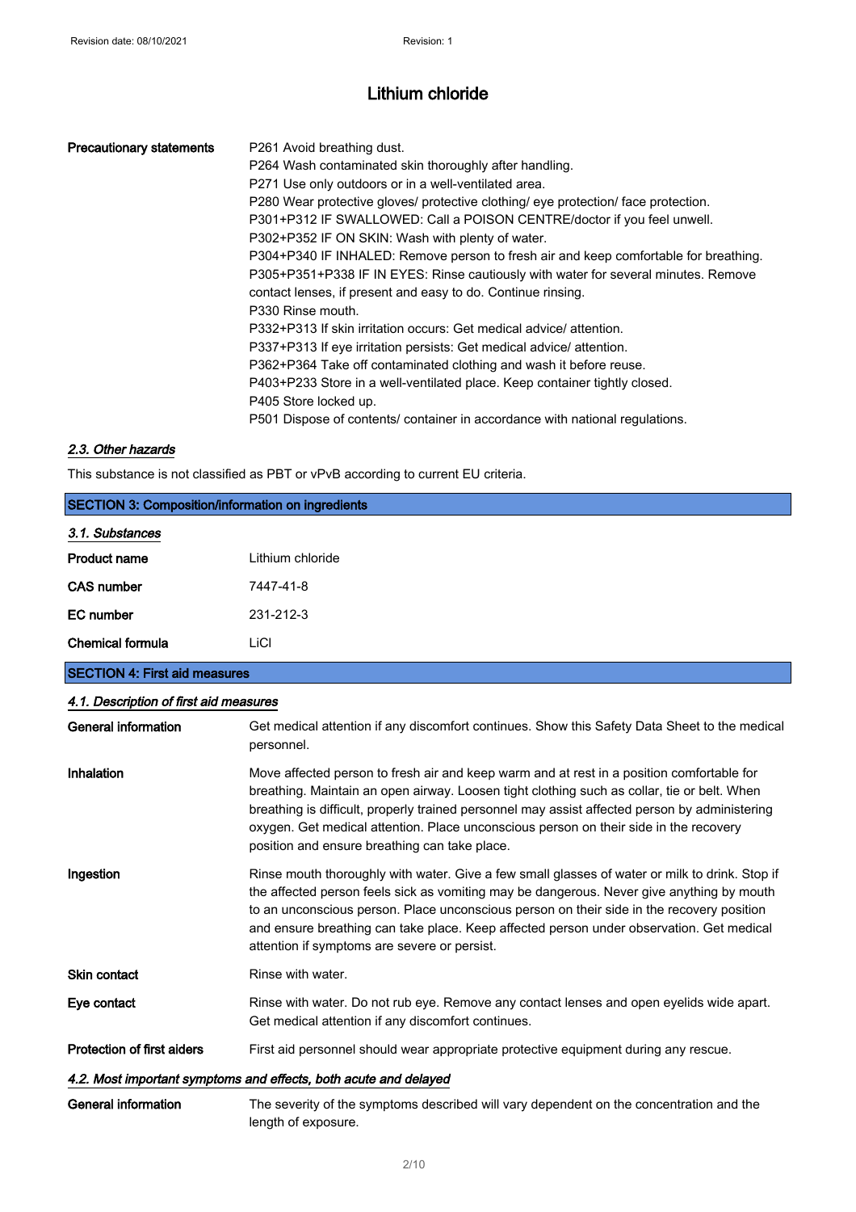| | |
|---|---|
| **Precautionary statements** | P261 Avoid breathing dust.<br>P264 Wash contaminated skin thoroughly after handling.<br>P271 Use only outdoors or in a well-ventilated area.<br>P280 Wear protective gloves/ protective clothing/ eye protection/ face protection.<br>P301+P312 IF SWALLOWED: Call a POISON CENTRE/doctor if you feel unwell.<br>P302+P352 IF ON SKIN: Wash with plenty of water.<br>P304+P340 IF INHALED: Remove person to fresh air and keep comfortable for breathing.<br>P305+P351+P338 IF IN EYES: Rinse cautiously with water for several minutes. Remove contact lenses, if present and easy to do. Continue rinsing.<br>P330 Rinse mouth.<br>P332+P313 If skin irritation occurs: Get medical advice/ attention.<br>P337+P313 If eye irritation persists: Get medical advice/ attention.<br>P362+P364 Take off contaminated clothing and wash it before reuse.<br>P403+P233 Store in a well-ventilated place. Keep container tightly closed.<br>P405 Store locked up.<br>P501 Dispose of contents/ container in accordance with national regulations. |

### *2.3. Other hazards*

This substance is not classified as PBT or vPvB according to current EU criteria.

## SECTION 3: Composition/information on ingredients

### *3.1. Substances*

| | |
|---|---|
| **Product name** | Lithium chloride |
| **CAS number** | 7447-41-8 |
| **EC number** | 231-212-3 |
| **Chemical formula** | $LiCl$ |

## SECTION 4: First aid measures

### *4.1. Description of first aid measures*

| | |
|---|---|
| **General information** | Get medical attention if any discomfort continues. Show this Safety Data Sheet to the medical personnel. |
| **Inhalation** | Move affected person to fresh air and keep warm and at rest in a position comfortable for breathing. Maintain an open airway. Loosen tight clothing such as collar, tie or belt. When breathing is difficult, properly trained personnel may assist affected person by administering oxygen. Get medical attention. Place unconscious person on their side in the recovery position and ensure breathing can take place. |
| **Ingestion** | Rinse mouth thoroughly with water. Give a few small glasses of water or milk to drink. Stop if the affected person feels sick as vomiting may be dangerous. Never give anything by mouth to an unconscious person. Place unconscious person on their side in the recovery position and ensure breathing can take place. Keep affected person under observation. Get medical attention if symptoms are severe or persist. |
| **Skin contact** | Rinse with water. |
| **Eye contact** | Rinse with water. Do not rub eye. Remove any contact lenses and open eyelids wide apart. Get medical attention if any discomfort continues. |
| **Protection of first aiders** | First aid personnel should wear appropriate protective equipment during any rescue. |

### *4.2. Most important symptoms and effects, both acute and delayed*

| | |
|---|---|
| **General information** | The severity of the symptoms described will vary dependent on the concentration and the length of exposure. |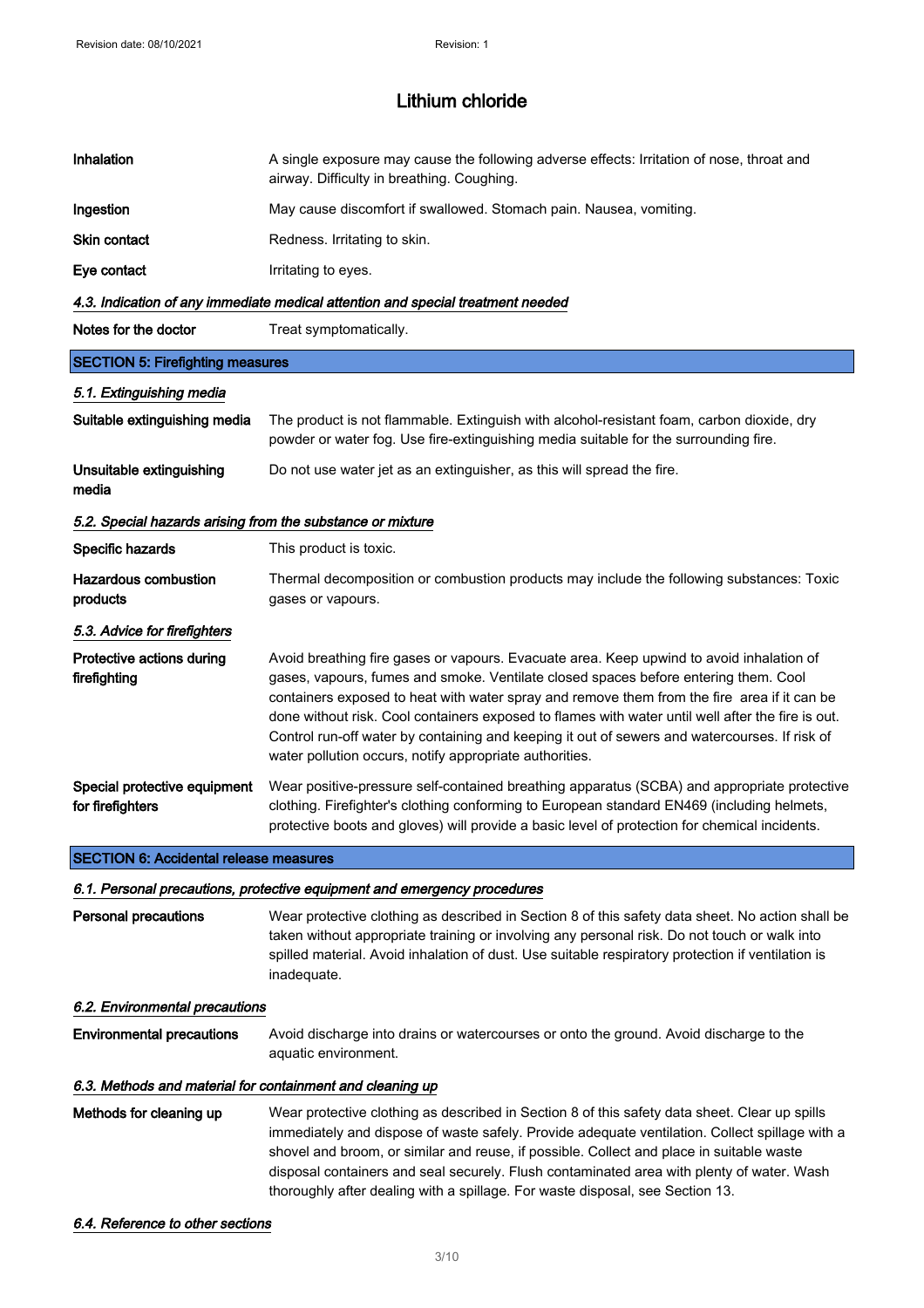# Lithium chloride

| | |
|---|---|
| **Inhalation** | A single exposure may cause the following adverse effects: Irritation of nose, throat and airway. Difficulty in breathing. Coughing. |
| **Ingestion** | May cause discomfort if swallowed. Stomach pain. Nausea, vomiting. |
| **Skin contact** | Redness. Irritating to skin. |
| **Eye contact** | Irritating to eyes. |

### *4.3. Indication of any immediate medical attention and special treatment needed*

| | |
|---|---|
| **Notes for the doctor** | Treat symptomatically. |

## SECTION 5: Firefighting measures

### *5.1. Extinguishing media*

| | |
|---|---|
| **Suitable extinguishing media** | The product is not flammable. Extinguish with alcohol-resistant foam, carbon dioxide, dry powder or water fog. Use fire-extinguishing media suitable for the surrounding fire. |
| **Unsuitable extinguishing media** | Do not use water jet as an extinguisher, as this will spread the fire. |

### *5.2. Special hazards arising from the substance or mixture*

| | |
|---|---|
| **Specific hazards** | This product is toxic. |
| **Hazardous combustion products** | Thermal decomposition or combustion products may include the following substances: Toxic gases or vapours. |

### *5.3. Advice for firefighters*

| | |
|---|---|
| **Protective actions during firefighting** | Avoid breathing fire gases or vapours. Evacuate area. Keep upwind to avoid inhalation of gases, vapours, fumes and smoke. Ventilate closed spaces before entering them. Cool containers exposed to heat with water spray and remove them from the fire area if it can be done without risk. Cool containers exposed to flames with water until well after the fire is out. Control run-off water by containing and keeping it out of sewers and watercourses. If risk of water pollution occurs, notify appropriate authorities. |
| **Special protective equipment for firefighters** | Wear positive-pressure self-contained breathing apparatus (SCBA) and appropriate protective clothing. Firefighter's clothing conforming to European standard EN469 (including helmets, protective boots and gloves) will provide a basic level of protection for chemical incidents. |

## SECTION 6: Accidental release measures

### *6.1. Personal precautions, protective equipment and emergency procedures*

| | |
|---|---|
| **Personal precautions** | Wear protective clothing as described in Section 8 of this safety data sheet. No action shall be taken without appropriate training or involving any personal risk. Do not touch or walk into spilled material. Avoid inhalation of dust. Use suitable respiratory protection if ventilation is inadequate. |

### *6.2. Environmental precautions*

| | |
|---|---|
| **Environmental precautions** | Avoid discharge into drains or watercourses or onto the ground. Avoid discharge to the aquatic environment. |

### *6.3. Methods and material for containment and cleaning up*

| | |
|---|---|
| **Methods for cleaning up** | Wear protective clothing as described in Section 8 of this safety data sheet. Clear up spills immediately and dispose of waste safely. Provide adequate ventilation. Collect spillage with a shovel and broom, or similar and reuse, if possible. Collect and place in suitable waste disposal containers and seal securely. Flush contaminated area with plenty of water. Wash thoroughly after dealing with a spillage. For waste disposal, see Section 13. |

### *6.4. Reference to other sections*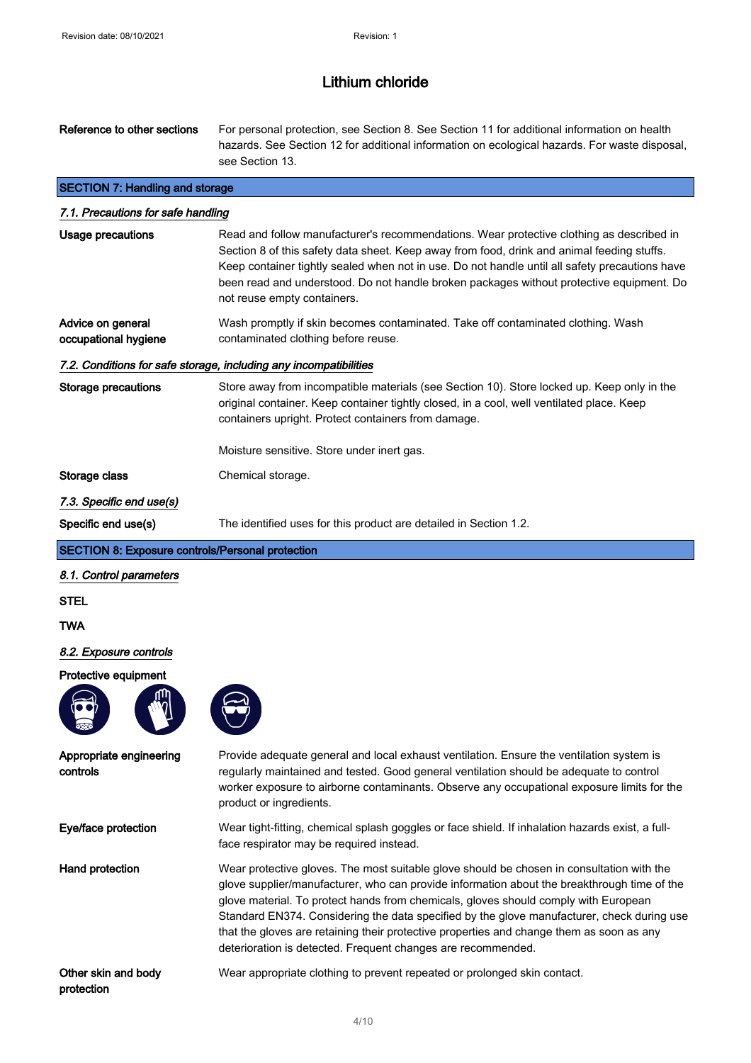# Lithium chloride

**Reference to other sections** For personal protection, see Section 8. See Section 11 for additional information on health hazards. See Section 12 for additional information on ecological hazards. For waste disposal, see Section 13.

## SECTION 7: Handling and storage

### *7.1. Precautions for safe handling*

**Usage precautions** Read and follow manufacturer's recommendations. Wear protective clothing as described in Section 8 of this safety data sheet. Keep away from food, drink and animal feeding stuffs. Keep container tightly sealed when not in use. Do not handle until all safety precautions have been read and understood. Do not handle broken packages without protective equipment. Do not reuse empty containers.

**Advice on general occupational hygiene** Wash promptly if skin becomes contaminated. Take off contaminated clothing. Wash contaminated clothing before reuse.

### *7.2. Conditions for safe storage, including any incompatibilities*

**Storage precautions** Store away from incompatible materials (see Section 10). Store locked up. Keep only in the original container. Keep container tightly closed, in a cool, well ventilated place. Keep containers upright. Protect containers from damage.

Moisture sensitive. Store under inert gas.

**Storage class** Chemical storage.

### *7.3. Specific end use(s)*

**Specific end use(s)** The identified uses for this product are detailed in Section 1.2.

## SECTION 8: Exposure controls/Personal protection

### *8.1. Control parameters*

**STEL**

**TWA**

### *8.2. Exposure controls*

**Protective equipment**

**Appropriate engineering controls** Provide adequate general and local exhaust ventilation. Ensure the ventilation system is regularly maintained and tested. Good general ventilation should be adequate to control worker exposure to airborne contaminants. Observe any occupational exposure limits for the product or ingredients.

**Eye/face protection** Wear tight-fitting, chemical splash goggles or face shield. If inhalation hazards exist, a full-face respirator may be required instead.

**Hand protection** Wear protective gloves. The most suitable glove should be chosen in consultation with the glove supplier/manufacturer, who can provide information about the breakthrough time of the glove material. To protect hands from chemicals, gloves should comply with European Standard EN374. Considering the data specified by the glove manufacturer, check during use that the gloves are retaining their protective properties and change them as soon as any deterioration is detected. Frequent changes are recommended.

**Other skin and body protection** Wear appropriate clothing to prevent repeated or prolonged skin contact.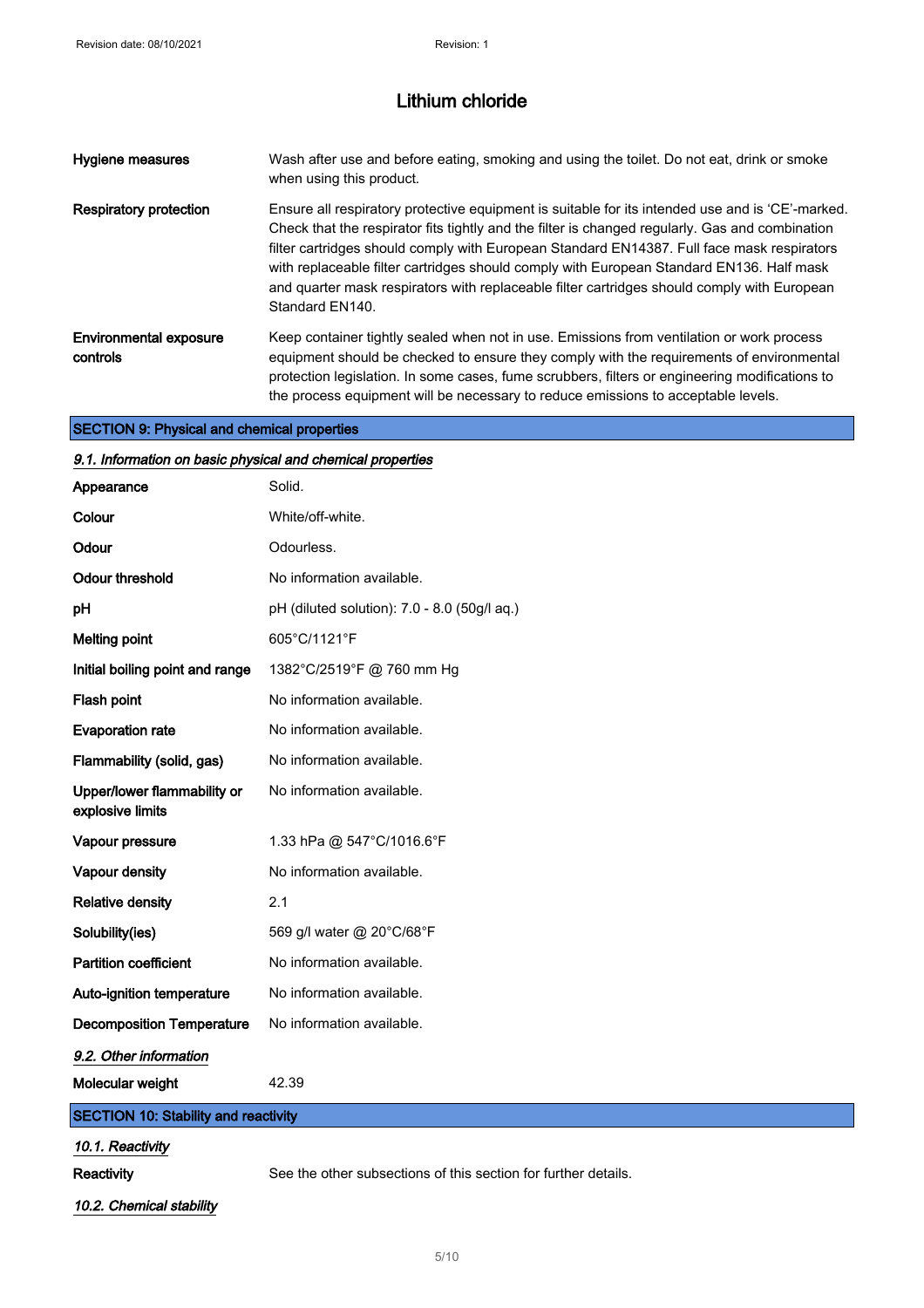# Lithium chloride

| | |
|---|---|
| **Hygiene measures** | Wash after use and before eating, smoking and using the toilet. Do not eat, drink or smoke when using this product. |
| **Respiratory protection** | Ensure all respiratory protective equipment is suitable for its intended use and is 'CE'-marked. Check that the respirator fits tightly and the filter is changed regularly. Gas and combination filter cartridges should comply with European Standard EN14387. Full face mask respirators with replaceable filter cartridges should comply with European Standard EN136. Half mask and quarter mask respirators with replaceable filter cartridges should comply with European Standard EN140. |
| **Environmental exposure controls** | Keep container tightly sealed when not in use. Emissions from ventilation or work process equipment should be checked to ensure they comply with the requirements of environmental protection legislation. In some cases, fume scrubbers, filters or engineering modifications to the process equipment will be necessary to reduce emissions to acceptable levels. |

## SECTION 9: Physical and chemical properties

### *9.1. Information on basic physical and chemical properties*

| | |
|---|---|
| **Appearance** | Solid. |
| **Colour** | White/off-white. |
| **Odour** | Odourless. |
| **Odour threshold** | No information available. |
| **pH** | pH (diluted solution): 7.0 - 8.0 (50g/l aq.) |
| **Melting point** | 605°C/1121°F |
| **Initial boiling point and range** | 1382°C/2519°F @ 760 mm Hg |
| **Flash point** | No information available. |
| **Evaporation rate** | No information available. |
| **Flammability (solid, gas)** | No information available. |
| **Upper/lower flammability or explosive limits** | No information available. |
| **Vapour pressure** | 1.33 hPa @ 547°C/1016.6°F |
| **Vapour density** | No information available. |
| **Relative density** | 2.1 |
| **Solubility(ies)** | 569 g/l water @ 20°C/68°F |
| **Partition coefficient** | No information available. |
| **Auto-ignition temperature** | No information available. |
| **Decomposition Temperature** | No information available. |

### *9.2. Other information*

| | |
|---|---|
| **Molecular weight** | 42.39 |

## SECTION 10: Stability and reactivity

### *10.1. Reactivity*

| | |
|---|---|
| **Reactivity** | See the other subsections of this section for further details. |

### *10.2. Chemical stability*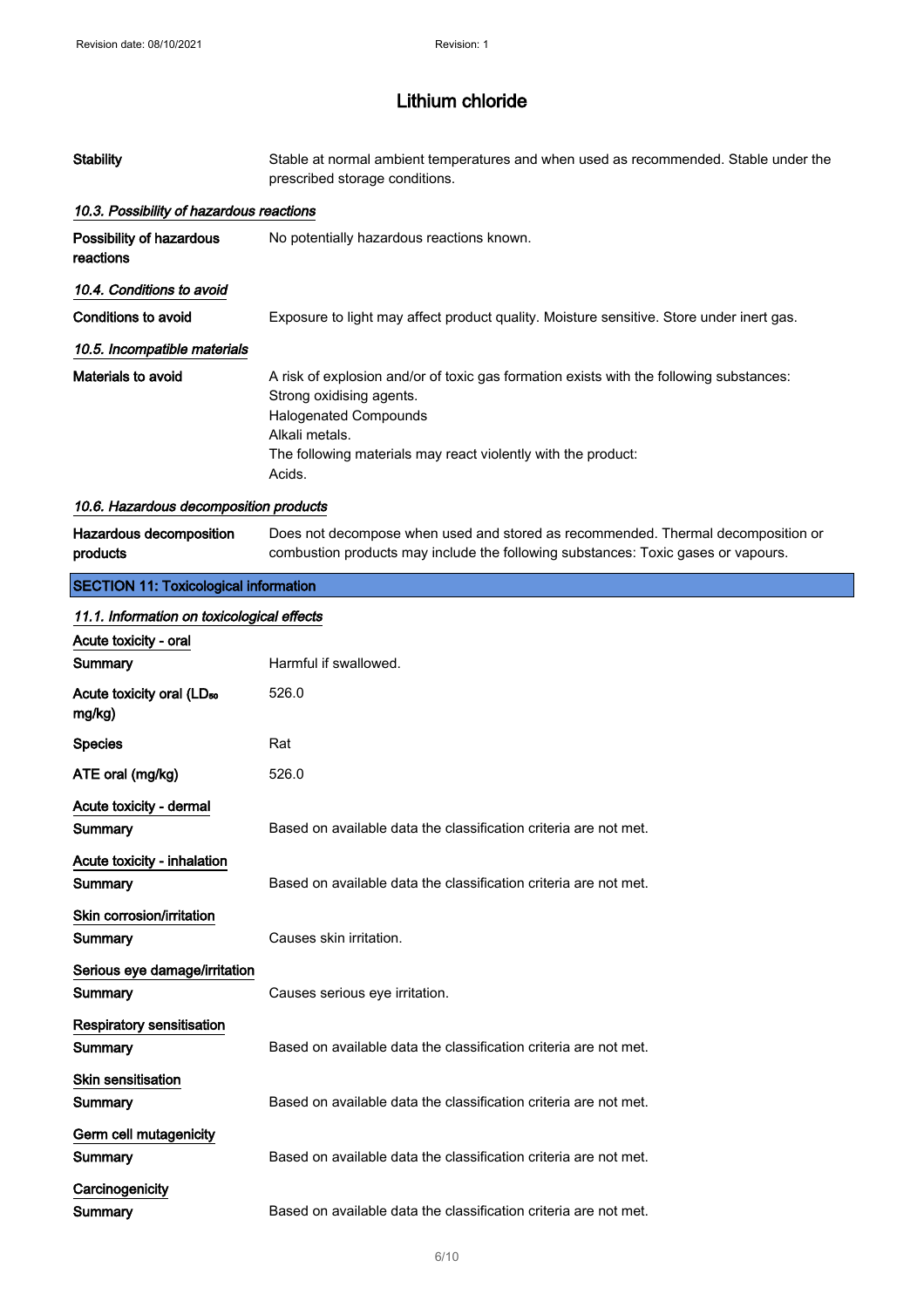| | |
|---|---|
| **Stability** | Stable at normal ambient temperatures and when used as recommended. Stable under the prescribed storage conditions. |

### *10.3. Possibility of hazardous reactions*

| | |
|---|---|
| **Possibility of hazardous reactions** | No potentially hazardous reactions known. |

### *10.4. Conditions to avoid*

| | |
|---|---|
| **Conditions to avoid** | Exposure to light may affect product quality. Moisture sensitive. Store under inert gas. |

### *10.5. Incompatible materials*

| | |
|---|---|
| **Materials to avoid** | A risk of explosion and/or of toxic gas formation exists with the following substances:<br>Strong oxidising agents.<br>Halogenated Compounds<br>Alkali metals.<br>The following materials may react violently with the product:<br>Acids. |

### *10.6. Hazardous decomposition products*

| | |
|---|---|
| **Hazardous decomposition products** | Does not decompose when used and stored as recommended. Thermal decomposition or combustion products may include the following substances: Toxic gases or vapours. |

## SECTION 11: Toxicological information

### *11.1. Information on toxicological effects*

**Acute toxicity - oral**

| | |
|---|---|
| **Summary** | Harmful if swallowed. |
| **Acute toxicity oral ($LD_{50}$ mg/kg)** | 526.0 |
| **Species** | Rat |
| **ATE oral (mg/kg)** | 526.0 |

**Acute toxicity - dermal**

| | |
|---|---|
| **Summary** | Based on available data the classification criteria are not met. |

**Acute toxicity - inhalation**

| | |
|---|---|
| **Summary** | Based on available data the classification criteria are not met. |

**Skin corrosion/irritation**

| | |
|---|---|
| **Summary** | Causes skin irritation. |

**Serious eye damage/irritation**

| | |
|---|---|
| **Summary** | Causes serious eye irritation. |

**Respiratory sensitisation**

| | |
|---|---|
| **Summary** | Based on available data the classification criteria are not met. |

**Skin sensitisation**

| | |
|---|---|
| **Summary** | Based on available data the classification criteria are not met. |

**Germ cell mutagenicity**

| | |
|---|---|
| **Summary** | Based on available data the classification criteria are not met. |

**Carcinogenicity**

| | |
|---|---|
| **Summary** | Based on available data the classification criteria are not met. |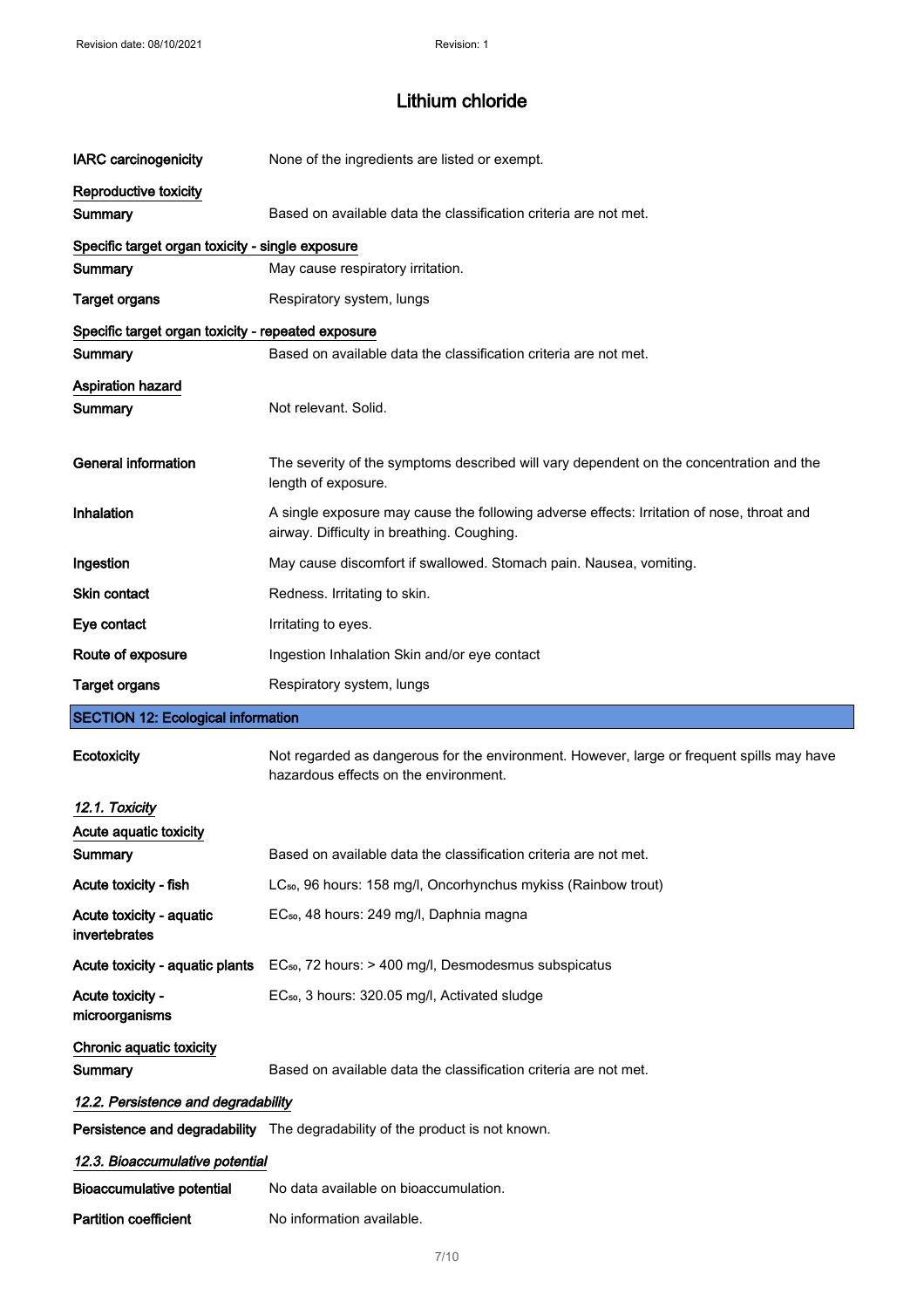**IARC carcinogenicity** None of the ingredients are listed or exempt.

**Reproductive toxicity**

**Summary** Based on available data the classification criteria are not met.

**Specific target organ toxicity - single exposure**

**Summary** May cause respiratory irritation.

**Target organs** Respiratory system, lungs

**Specific target organ toxicity - repeated exposure**

**Summary** Based on available data the classification criteria are not met.

**Aspiration hazard**

**Summary** Not relevant. Solid.

**General information** The severity of the symptoms described will vary dependent on the concentration and the length of exposure.

**Inhalation** A single exposure may cause the following adverse effects: Irritation of nose, throat and airway. Difficulty in breathing. Coughing.

**Ingestion** May cause discomfort if swallowed. Stomach pain. Nausea, vomiting.

**Skin contact** Redness. Irritating to skin.

**Eye contact** Irritating to eyes.

**Route of exposure** Ingestion Inhalation Skin and/or eye contact

**Target organs** Respiratory system, lungs

## SECTION 12: Ecological information

**Ecotoxicity** Not regarded as dangerous for the environment. However, large or frequent spills may have hazardous effects on the environment.

### *12.1. Toxicity*

**Acute aquatic toxicity**

**Summary** Based on available data the classification criteria are not met.

**Acute toxicity - fish** $LC_{50}$, 96 hours: 158 mg/l, Oncorhynchus mykiss (Rainbow trout)

**Acute toxicity - aquatic invertebrates** $EC_{50}$, 48 hours: 249 mg/l, Daphnia magna

**Acute toxicity - aquatic plants** $EC_{50}$, 72 hours: > 400 mg/l, Desmodesmus subspicatus

**Acute toxicity - microorganisms** $EC_{50}$, 3 hours: 320.05 mg/l, Activated sludge

**Chronic aquatic toxicity**

**Summary** Based on available data the classification criteria are not met.

### *12.2. Persistence and degradability*

**Persistence and degradability** The degradability of the product is not known.

### *12.3. Bioaccumulative potential*

**Bioaccumulative potential** No data available on bioaccumulation.

**Partition coefficient** No information available.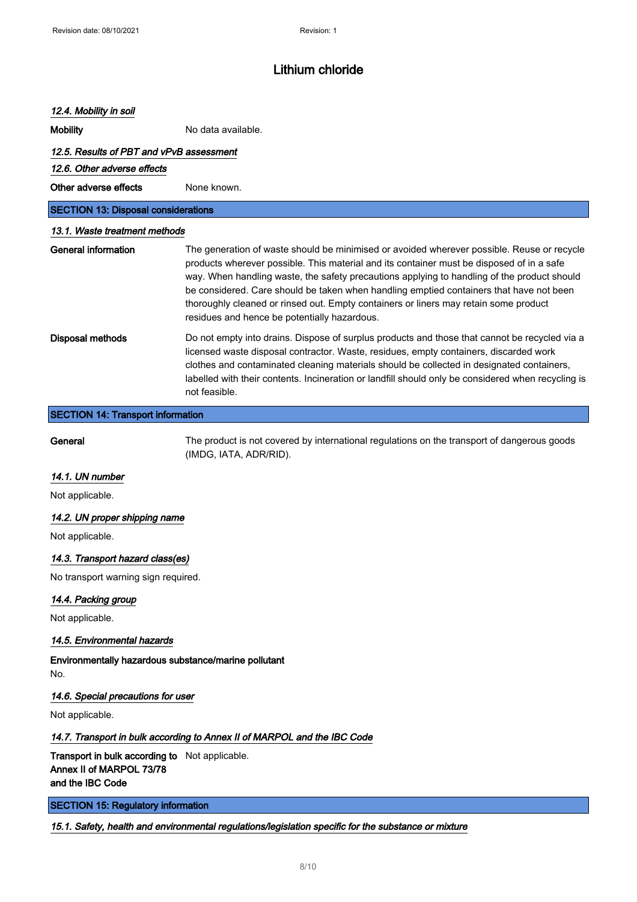*12.4. Mobility in soil*

| | |
|---|---|
| **Mobility** | No data available. |

*12.5. Results of PBT and vPvB assessment*

*12.6. Other adverse effects*

| | |
|---|---|
| **Other adverse effects** | None known. |

## SECTION 13: Disposal considerations

*13.1. Waste treatment methods*

| | |
|---|---|
| **General information** | The generation of waste should be minimised or avoided wherever possible. Reuse or recycle products wherever possible. This material and its container must be disposed of in a safe way. When handling waste, the safety precautions applying to handling of the product should be considered. Care should be taken when handling emptied containers that have not been thoroughly cleaned or rinsed out. Empty containers or liners may retain some product residues and hence be potentially hazardous. |
| **Disposal methods** | Do not empty into drains. Dispose of surplus products and those that cannot be recycled via a licensed waste disposal contractor. Waste, residues, empty containers, discarded work clothes and contaminated cleaning materials should be collected in designated containers, labelled with their contents. Incineration or landfill should only be considered when recycling is not feasible. |

## SECTION 14: Transport information

| | |
|---|---|
| **General** | The product is not covered by international regulations on the transport of dangerous goods (IMDG, IATA, ADR/RID). |

*14.1. UN number*

Not applicable.

*14.2. UN proper shipping name*

Not applicable.

*14.3. Transport hazard class(es)*

No transport warning sign required.

*14.4. Packing group*

Not applicable.

*14.5. Environmental hazards*

**Environmentally hazardous substance/marine pollutant**

No.

*14.6. Special precautions for user*

Not applicable.

*14.7. Transport in bulk according to Annex II of MARPOL and the IBC Code*

| | |
|---|---|
| **Transport in bulk according to Annex II of MARPOL 73/78 and the IBC Code** | Not applicable. |

## SECTION 15: Regulatory information

*15.1. Safety, health and environmental regulations/legislation specific for the substance or mixture*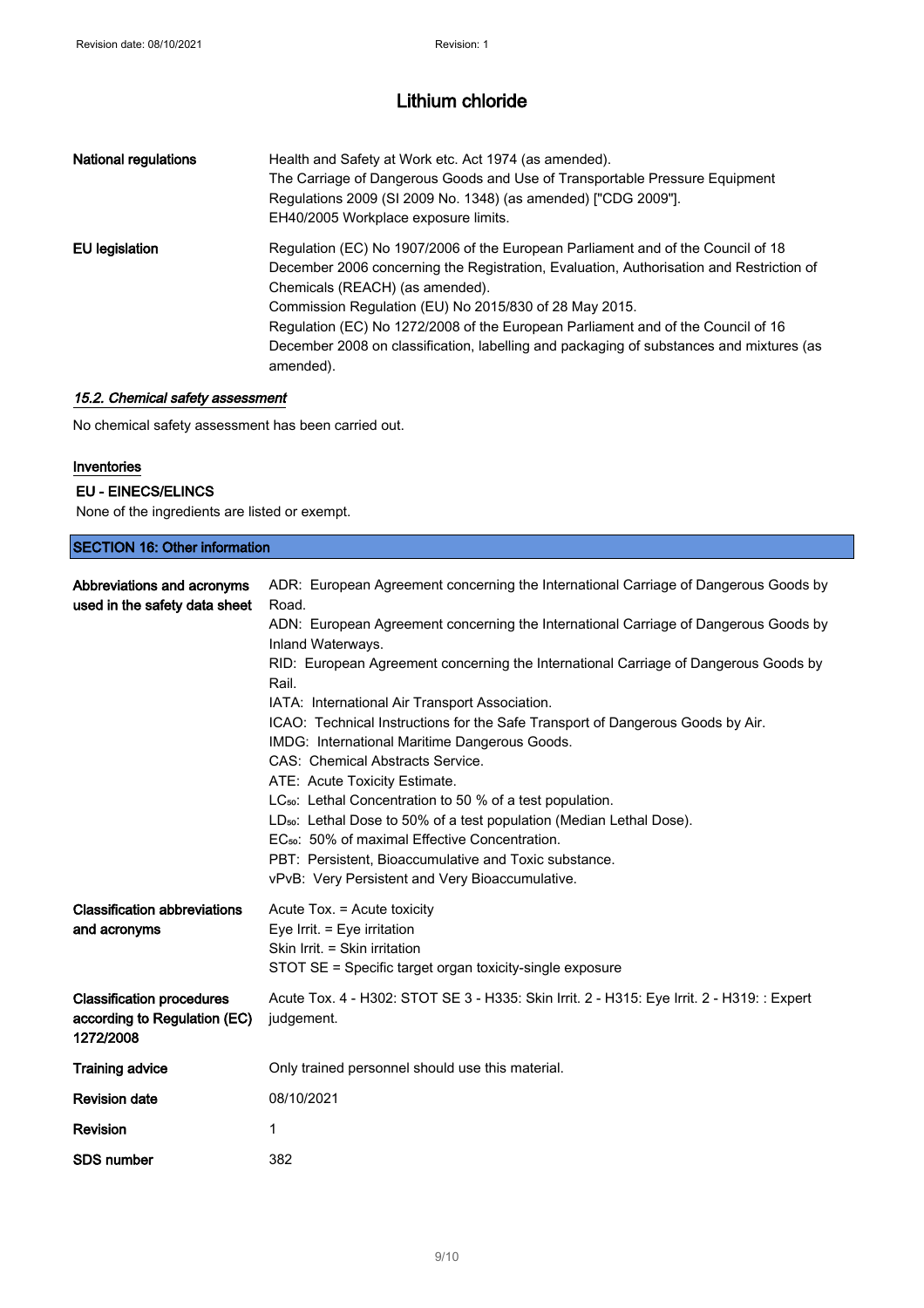# Lithium chloride

**National regulations** Health and Safety at Work etc. Act 1974 (as amended).
The Carriage of Dangerous Goods and Use of Transportable Pressure Equipment Regulations 2009 (SI 2009 No. 1348) (as amended) ["CDG 2009"].
EH40/2005 Workplace exposure limits.

**EU legislation** Regulation (EC) No 1907/2006 of the European Parliament and of the Council of 18 December 2006 concerning the Registration, Evaluation, Authorisation and Restriction of Chemicals (REACH) (as amended).
Commission Regulation (EU) No 2015/830 of 28 May 2015.
Regulation (EC) No 1272/2008 of the European Parliament and of the Council of 16 December 2008 on classification, labelling and packaging of substances and mixtures (as amended).

### *15.2. Chemical safety assessment*

No chemical safety assessment has been carried out.

**Inventories**

**EU - EINECS/ELINCS**

None of the ingredients are listed or exempt.

## SECTION 16: Other information

**Abbreviations and acronyms used in the safety data sheet**

ADR: European Agreement concerning the International Carriage of Dangerous Goods by Road.
ADN: European Agreement concerning the International Carriage of Dangerous Goods by Inland Waterways.
RID: European Agreement concerning the International Carriage of Dangerous Goods by Rail.
IATA: International Air Transport Association.
ICAO: Technical Instructions for the Safe Transport of Dangerous Goods by Air.
IMDG: International Maritime Dangerous Goods.
CAS: Chemical Abstracts Service.
ATE: Acute Toxicity Estimate.
$LC_{50}$: Lethal Concentration to 50 % of a test population.
$LD_{50}$: Lethal Dose to 50% of a test population (Median Lethal Dose).
$EC_{50}$: 50% of maximal Effective Concentration.
PBT: Persistent, Bioaccumulative and Toxic substance.
vPvB: Very Persistent and Very Bioaccumulative.

**Classification abbreviations and acronyms**

Acute Tox. = Acute toxicity
Eye Irrit. = Eye irritation
Skin Irrit. = Skin irritation
STOT SE = Specific target organ toxicity-single exposure

**Classification procedures according to Regulation (EC) 1272/2008** Acute Tox. 4 - H302: STOT SE 3 - H335: Skin Irrit. 2 - H315: Eye Irrit. 2 - H319: : Expert judgement.

**Training advice** Only trained personnel should use this material.

**Revision date** 08/10/2021

**Revision** 1

**SDS number** 382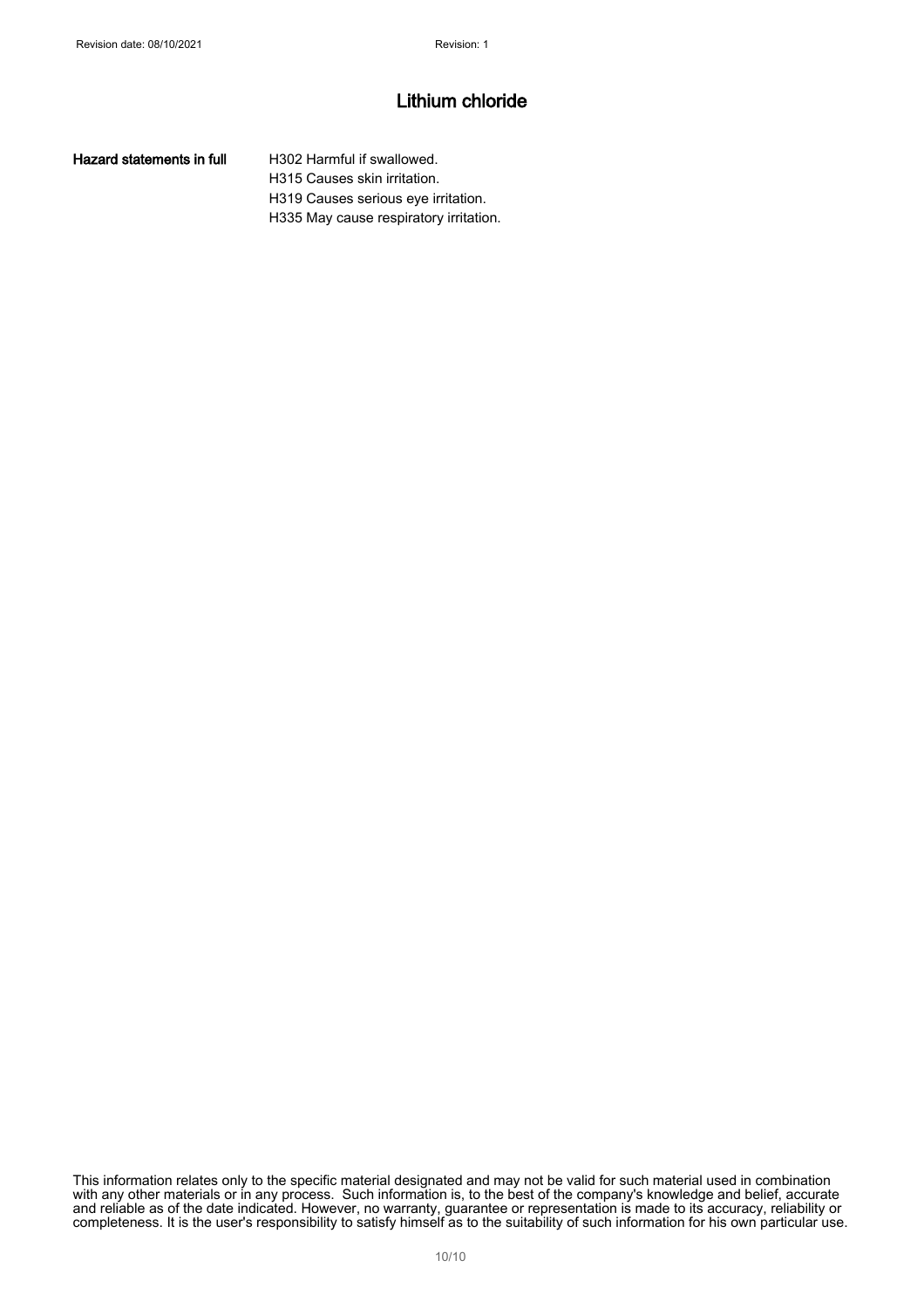**Hazard statements in full**

H302 Harmful if swallowed.
H315 Causes skin irritation.
H319 Causes serious eye irritation.
H335 May cause respiratory irritation.

This information relates only to the specific material designated and may not be valid for such material used in combination with any other materials or in any process. Such information is, to the best of the company's knowledge and belief, accurate and reliable as of the date indicated. However, no warranty, guarantee or representation is made to its accuracy, reliability or completeness. It is the user's responsibility to satisfy himself as to the suitability of such information for his own particular use.